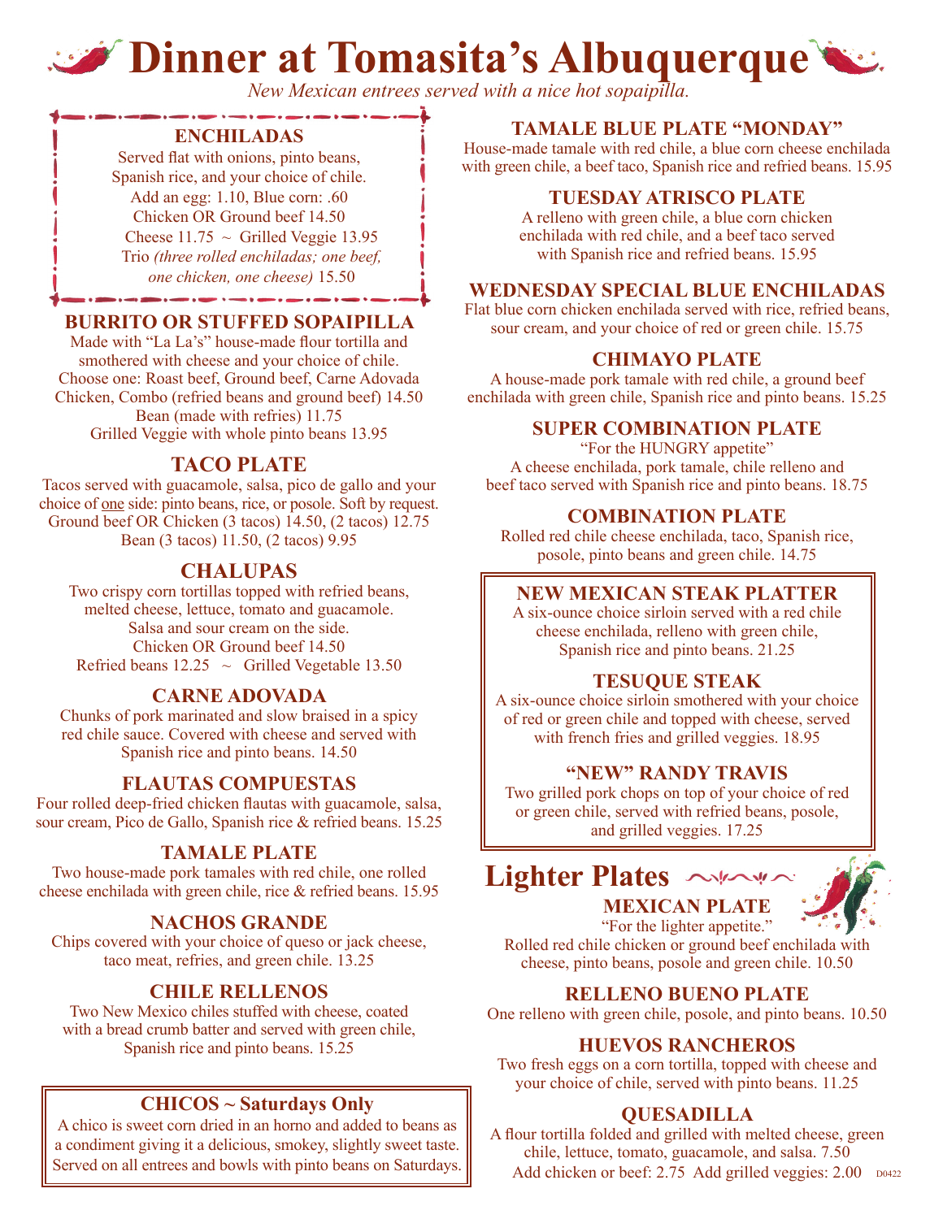# Dinner at Tomasita's Albuquerque

*New Mexican entrees served with a nice hot sopaipilla.*

### ENCHILADAS

Served flat with onions, pinto beans, Spanish rice, and your choice of chile.
Add an egg: 1.10, Blue corn: .60
Chicken OR Ground beef 14.50
Cheese 11.75 ~ Grilled Veggie 13.95
Trio *(three rolled enchiladas; one beef, one chicken, one cheese)* 15.50

### BURRITO OR STUFFED SOPAIPILLA

Made with "La La's" house-made flour tortilla and smothered with cheese and your choice of chile.
Choose one: Roast beef, Ground beef, Carne Adovada Chicken, Combo (refried beans and ground beef) 14.50
Bean (made with refries) 11.75
Grilled Veggie with whole pinto beans 13.95

### TACO PLATE

Tacos served with guacamole, salsa, pico de gallo and your choice of one side: pinto beans, rice, or posole. Soft by request.
Ground beef OR Chicken (3 tacos) 14.50, (2 tacos) 12.75
Bean (3 tacos) 11.50, (2 tacos) 9.95

### CHALUPAS

Two crispy corn tortillas topped with refried beans, melted cheese, lettuce, tomato and guacamole.
Salsa and sour cream on the side.
Chicken OR Ground beef 14.50
Refried beans 12.25 ~ Grilled Vegetable 13.50

### CARNE ADOVADA

Chunks of pork marinated and slow braised in a spicy red chile sauce. Covered with cheese and served with Spanish rice and pinto beans. 14.50

### FLAUTAS COMPUESTAS

Four rolled deep-fried chicken flautas with guacamole, salsa, sour cream, Pico de Gallo, Spanish rice & refried beans. 15.25

### TAMALE PLATE

Two house-made pork tamales with red chile, one rolled cheese enchilada with green chile, rice & refried beans. 15.95

### NACHOS GRANDE

Chips covered with your choice of queso or jack cheese, taco meat, refries, and green chile. 13.25

### CHILE RELLENOS

Two New Mexico chiles stuffed with cheese, coated with a bread crumb batter and served with green chile, Spanish rice and pinto beans. 15.25

### CHICOS ~ Saturdays Only

A chico is sweet corn dried in an horno and added to beans as a condiment giving it a delicious, smokey, slightly sweet taste. Served on all entrees and bowls with pinto beans on Saturdays.

### TAMALE BLUE PLATE "MONDAY"

House-made tamale with red chile, a blue corn cheese enchilada with green chile, a beef taco, Spanish rice and refried beans. 15.95

### TUESDAY ATRISCO PLATE

A relleno with green chile, a blue corn chicken enchilada with red chile, and a beef taco served with Spanish rice and refried beans. 15.95

### WEDNESDAY SPECIAL BLUE ENCHILADAS

Flat blue corn chicken enchilada served with rice, refried beans, sour cream, and your choice of red or green chile. 15.75

### CHIMAYO PLATE

A house-made pork tamale with red chile, a ground beef enchilada with green chile, Spanish rice and pinto beans. 15.25

### SUPER COMBINATION PLATE

"For the HUNGRY appetite"
A cheese enchilada, pork tamale, chile relleno and beef taco served with Spanish rice and pinto beans. 18.75

### COMBINATION PLATE

Rolled red chile cheese enchilada, taco, Spanish rice, posole, pinto beans and green chile. 14.75

### NEW MEXICAN STEAK PLATTER

A six-ounce choice sirloin served with a red chile cheese enchilada, relleno with green chile, Spanish rice and pinto beans. 21.25

### TESUQUE STEAK

A six-ounce choice sirloin smothered with your choice of red or green chile and topped with cheese, served with french fries and grilled veggies. 18.95

### "NEW" RANDY TRAVIS

Two grilled pork chops on top of your choice of red or green chile, served with refried beans, posole, and grilled veggies. 17.25

## Lighter Plates

### MEXICAN PLATE

"For the lighter appetite."
Rolled red chile chicken or ground beef enchilada with cheese, pinto beans, posole and green chile. 10.50

### RELLENO BUENO PLATE

One relleno with green chile, posole, and pinto beans. 10.50

### HUEVOS RANCHEROS

Two fresh eggs on a corn tortilla, topped with cheese and your choice of chile, served with pinto beans. 11.25

### QUESADILLA

A flour tortilla folded and grilled with melted cheese, green chile, lettuce, tomato, guacamole, and salsa. 7.50
Add chicken or beef: 2.75 Add grilled veggies: 2.00

D0422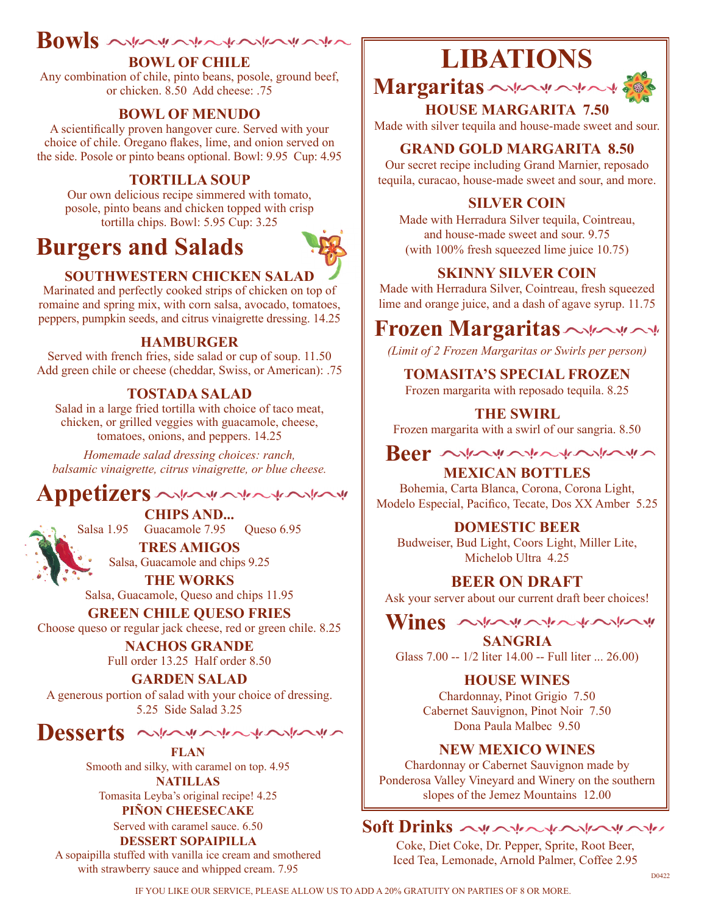# Bowls

### BOWL OF CHILE

Any combination of chile, pinto beans, posole, ground beef, or chicken. 8.50 Add cheese: .75

### BOWL OF MENUDO

A scientifically proven hangover cure. Served with your choice of chile. Oregano flakes, lime, and onion served on the side. Posole or pinto beans optional. Bowl: 9.95 Cup: 4.95

### TORTILLA SOUP

Our own delicious recipe simmered with tomato, posole, pinto beans and chicken topped with crisp tortilla chips. Bowl: 5.95 Cup: 3.25

# Burgers and Salads

### SOUTHWESTERN CHICKEN SALAD

Marinated and perfectly cooked strips of chicken on top of romaine and spring mix, with corn salsa, avocado, tomatoes, peppers, pumpkin seeds, and citrus vinaigrette dressing. 14.25

### HAMBURGER

Served with french fries, side salad or cup of soup. 11.50
Add green chile or cheese (cheddar, Swiss, or American): .75

### TOSTADA SALAD

Salad in a large fried tortilla with choice of taco meat, chicken, or grilled veggies with guacamole, cheese, tomatoes, onions, and peppers. 14.25

*Homemade salad dressing choices: ranch, balsamic vinaigrette, citrus vinaigrette, or blue cheese.*

# Appetizers

### CHIPS AND...

Salsa 1.95 Guacamole 7.95 Queso 6.95

### TRES AMIGOS

Salsa, Guacamole and chips 9.25

### THE WORKS

Salsa, Guacamole, Queso and chips 11.95

### GREEN CHILE QUESO FRIES

Choose queso or regular jack cheese, red or green chile. 8.25

### NACHOS GRANDE

Full order 13.25 Half order 8.50

### GARDEN SALAD

A generous portion of salad with your choice of dressing. 5.25 Side Salad 3.25

# Desserts

### FLAN

Smooth and silky, with caramel on top. 4.95

### NATILLAS

Tomasita Leyba's original recipe! 4.25

### PIÑON CHEESECAKE

Served with caramel sauce. 6.50

### DESSERT SOPAIPILLA

A sopaipilla stuffed with vanilla ice cream and smothered with strawberry sauce and whipped cream. 7.95

# LIBATIONS

## Margaritas

### HOUSE MARGARITA 7.50

Made with silver tequila and house-made sweet and sour.

### GRAND GOLD MARGARITA 8.50

Our secret recipe including Grand Marnier, reposado tequila, curacao, house-made sweet and sour, and more.

### SILVER COIN

Made with Herradura Silver tequila, Cointreau, and house-made sweet and sour. 9.75
(with 100% fresh squeezed lime juice 10.75)

### SKINNY SILVER COIN

Made with Herradura Silver, Cointreau, fresh squeezed lime and orange juice, and a dash of agave syrup. 11.75

## Frozen Margaritas

*(Limit of 2 Frozen Margaritas or Swirls per person)*

### TOMASITA'S SPECIAL FROZEN

Frozen margarita with reposado tequila. 8.25

### THE SWIRL

Frozen margarita with a swirl of our sangria. 8.50

## Beer

### MEXICAN BOTTLES

Bohemia, Carta Blanca, Corona, Corona Light, Modelo Especial, Pacifico, Tecate, Dos XX Amber 5.25

### DOMESTIC BEER

Budweiser, Bud Light, Coors Light, Miller Lite, Michelob Ultra 4.25

### BEER ON DRAFT

Ask your server about our current draft beer choices!

## Wines

### SANGRIA

Glass 7.00 -- 1/2 liter 14.00 -- Full liter ... 26.00)

### HOUSE WINES

Chardonnay, Pinot Grigio 7.50
Cabernet Sauvignon, Pinot Noir 7.50
Dona Paula Malbec 9.50

### NEW MEXICO WINES

Chardonnay or Cabernet Sauvignon made by Ponderosa Valley Vineyard and Winery on the southern slopes of the Jemez Mountains 12.00

## Soft Drinks

Coke, Diet Coke, Dr. Pepper, Sprite, Root Beer, Iced Tea, Lemonade, Arnold Palmer, Coffee 2.95

D0422

IF YOU LIKE OUR SERVICE, PLEASE ALLOW US TO ADD A 20% GRATUITY ON PARTIES OF 8 OR MORE.